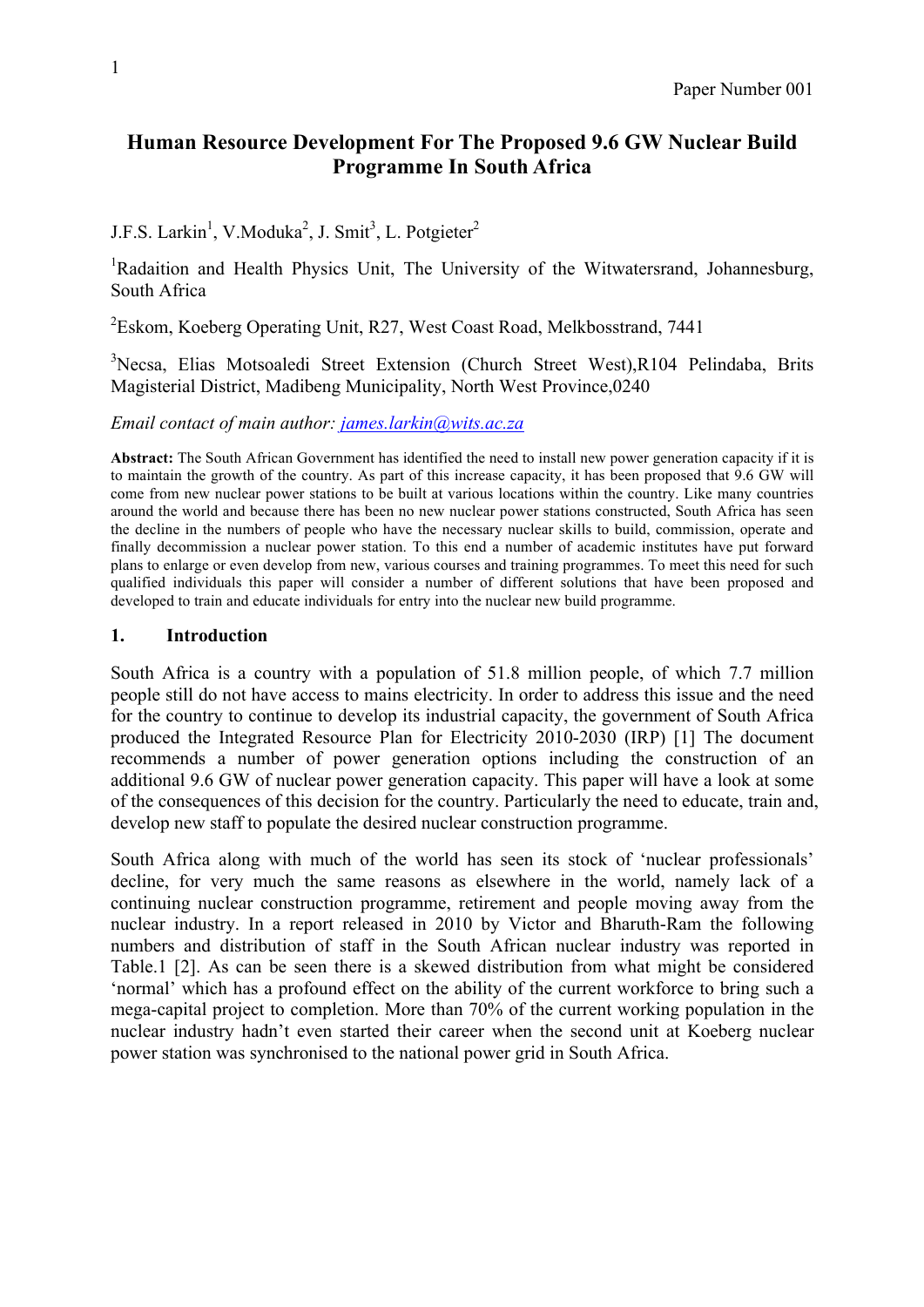Paper Number 001

# Human Resource Development For The Proposed 9.6 GW Nuclear Build Programme In South Africa

J.F.S. Larkin[1], V.Moduka[2], J. Smit[3], L. Potgieter[2]

[1]Radaition and Health Physics Unit, The University of the Witwatersrand, Johannesburg, South Africa

[2]Eskom, Koeberg Operating Unit, R27, West Coast Road, Melkbosstrand, 7441

[3]Necsa, Elias Motsoaledi Street Extension (Church Street West),R104 Pelindaba, Brits Magisterial District, Madibeng Municipality, North West Province,0240

*Email contact of main author: james.larkin@wits.ac.za*

**Abstract:** The South African Government has identified the need to install new power generation capacity if it is to maintain the growth of the country. As part of this increase capacity, it has been proposed that 9.6 GW will come from new nuclear power stations to be built at various locations within the country. Like many countries around the world and because there has been no new nuclear power stations constructed, South Africa has seen the decline in the numbers of people who have the necessary nuclear skills to build, commission, operate and finally decommission a nuclear power station. To this end a number of academic institutes have put forward plans to enlarge or even develop from new, various courses and training programmes. To meet this need for such qualified individuals this paper will consider a number of different solutions that have been proposed and developed to train and educate individuals for entry into the nuclear new build programme.

## 1. Introduction

South Africa is a country with a population of 51.8 million people, of which 7.7 million people still do not have access to mains electricity. In order to address this issue and the need for the country to continue to develop its industrial capacity, the government of South Africa produced the Integrated Resource Plan for Electricity 2010-2030 (IRP) [1] The document recommends a number of power generation options including the construction of an additional 9.6 GW of nuclear power generation capacity. This paper will have a look at some of the consequences of this decision for the country. Particularly the need to educate, train and, develop new staff to populate the desired nuclear construction programme.

South Africa along with much of the world has seen its stock of 'nuclear professionals' decline, for very much the same reasons as elsewhere in the world, namely lack of a continuing nuclear construction programme, retirement and people moving away from the nuclear industry. In a report released in 2010 by Victor and Bharuth-Ram the following numbers and distribution of staff in the South African nuclear industry was reported in Table.1 [2]. As can be seen there is a skewed distribution from what might be considered 'normal' which has a profound effect on the ability of the current workforce to bring such a mega-capital project to completion. More than 70% of the current working population in the nuclear industry hadn't even started their career when the second unit at Koeberg nuclear power station was synchronised to the national power grid in South Africa.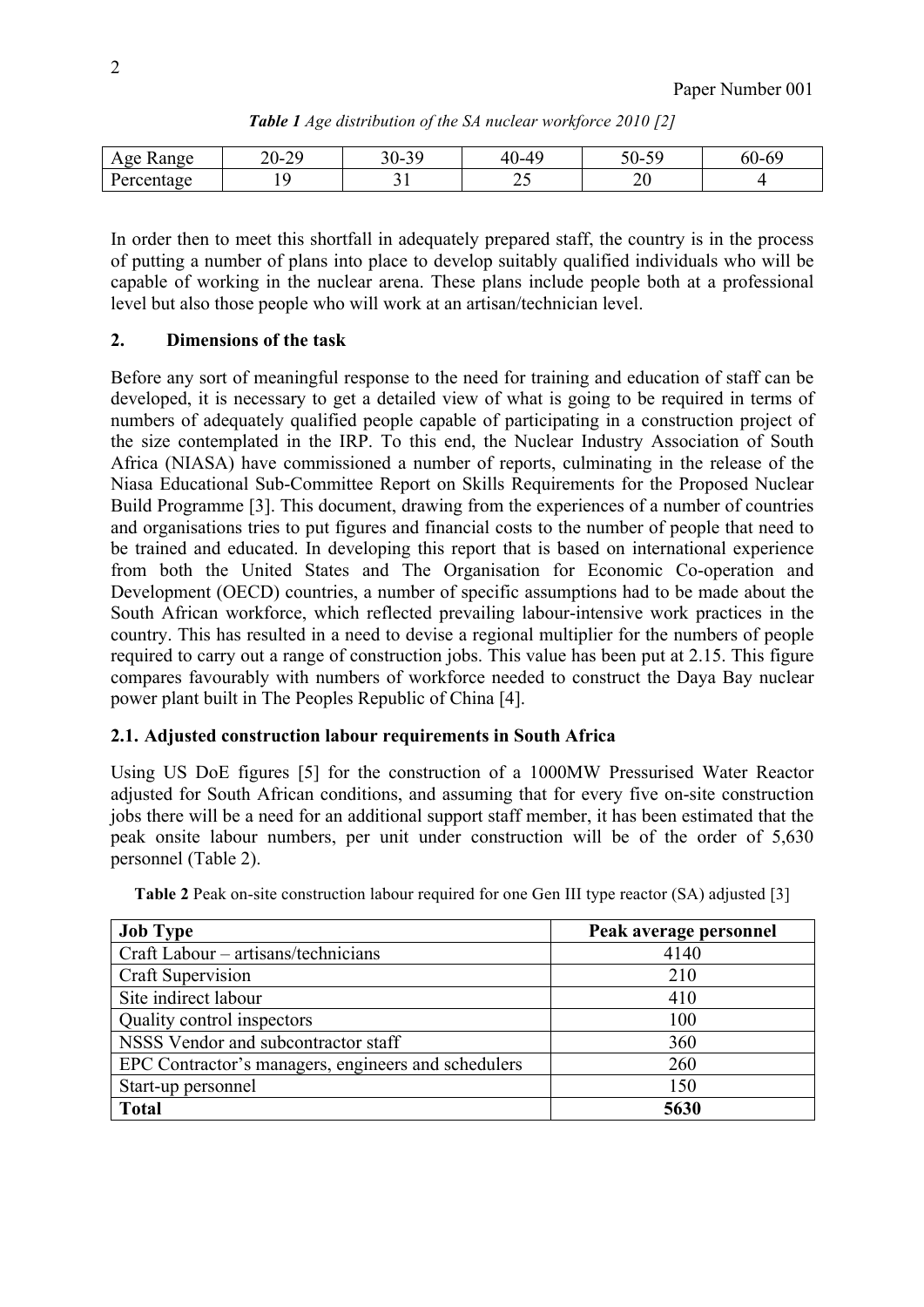*Table 1 Age distribution of the SA nuclear workforce 2010 [2]*

| Age Range | 20-29 | 30-39 | 40-49 | 50-59 | 60-69 |
|---|---|---|---|---|---|
| Percentage | 19 | 31 | 25 | 20 | 4 |

In order then to meet this shortfall in adequately prepared staff, the country is in the process of putting a number of plans into place to develop suitably qualified individuals who will be capable of working in the nuclear arena. These plans include people both at a professional level but also those people who will work at an artisan/technician level.

## 2. Dimensions of the task

Before any sort of meaningful response to the need for training and education of staff can be developed, it is necessary to get a detailed view of what is going to be required in terms of numbers of adequately qualified people capable of participating in a construction project of the size contemplated in the IRP. To this end, the Nuclear Industry Association of South Africa (NIASA) have commissioned a number of reports, culminating in the release of the Niasa Educational Sub-Committee Report on Skills Requirements for the Proposed Nuclear Build Programme [3]. This document, drawing from the experiences of a number of countries and organisations tries to put figures and financial costs to the number of people that need to be trained and educated. In developing this report that is based on international experience from both the United States and The Organisation for Economic Co-operation and Development (OECD) countries, a number of specific assumptions had to be made about the South African workforce, which reflected prevailing labour-intensive work practices in the country. This has resulted in a need to devise a regional multiplier for the numbers of people required to carry out a range of construction jobs. This value has been put at 2.15. This figure compares favourably with numbers of workforce needed to construct the Daya Bay nuclear power plant built in The Peoples Republic of China [4].

### 2.1. Adjusted construction labour requirements in South Africa

Using US DoE figures [5] for the construction of a 1000MW Pressurised Water Reactor adjusted for South African conditions, and assuming that for every five on-site construction jobs there will be a need for an additional support staff member, it has been estimated that the peak onsite labour numbers, per unit under construction will be of the order of 5,630 personnel (Table 2).

**Table 2** Peak on-site construction labour required for one Gen III type reactor (SA) adjusted [3]

| Job Type | Peak average personnel |
|---|---|
| Craft Labour – artisans/technicians | 4140 |
| Craft Supervision | 210 |
| Site indirect labour | 410 |
| Quality control inspectors | 100 |
| NSSS Vendor and subcontractor staff | 360 |
| EPC Contractor's managers, engineers and schedulers | 260 |
| Start-up personnel | 150 |
| **Total** | **5630** |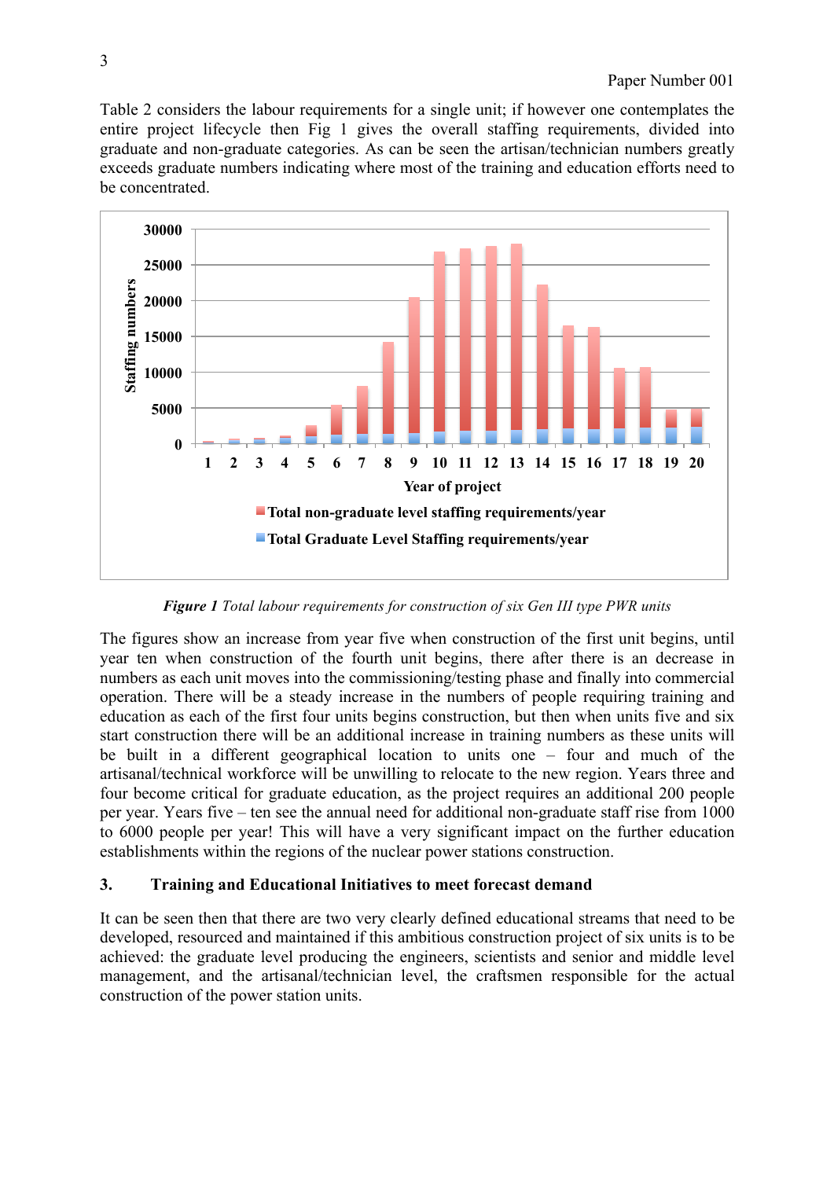Table 2 considers the labour requirements for a single unit; if however one contemplates the entire project lifecycle then Fig 1 gives the overall staffing requirements, divided into graduate and non-graduate categories. As can be seen the artisan/technician numbers greatly exceeds graduate numbers indicating where most of the training and education efforts need to be concentrated.

***Figure 1*** *Total labour requirements for construction of six Gen III type PWR units*

The figures show an increase from year five when construction of the first unit begins, until year ten when construction of the fourth unit begins, there after there is an decrease in numbers as each unit moves into the commissioning/testing phase and finally into commercial operation. There will be a steady increase in the numbers of people requiring training and education as each of the first four units begins construction, but then when units five and six start construction there will be an additional increase in training numbers as these units will be built in a different geographical location to units one – four and much of the artisanal/technical workforce will be unwilling to relocate to the new region. Years three and four become critical for graduate education, as the project requires an additional 200 people per year. Years five – ten see the annual need for additional non-graduate staff rise from 1000 to 6000 people per year! This will have a very significant impact on the further education establishments within the regions of the nuclear power stations construction.

## 3. Training and Educational Initiatives to meet forecast demand

It can be seen then that there are two very clearly defined educational streams that need to be developed, resourced and maintained if this ambitious construction project of six units is to be achieved: the graduate level producing the engineers, scientists and senior and middle level management, and the artisanal/technician level, the craftsmen responsible for the actual construction of the power station units.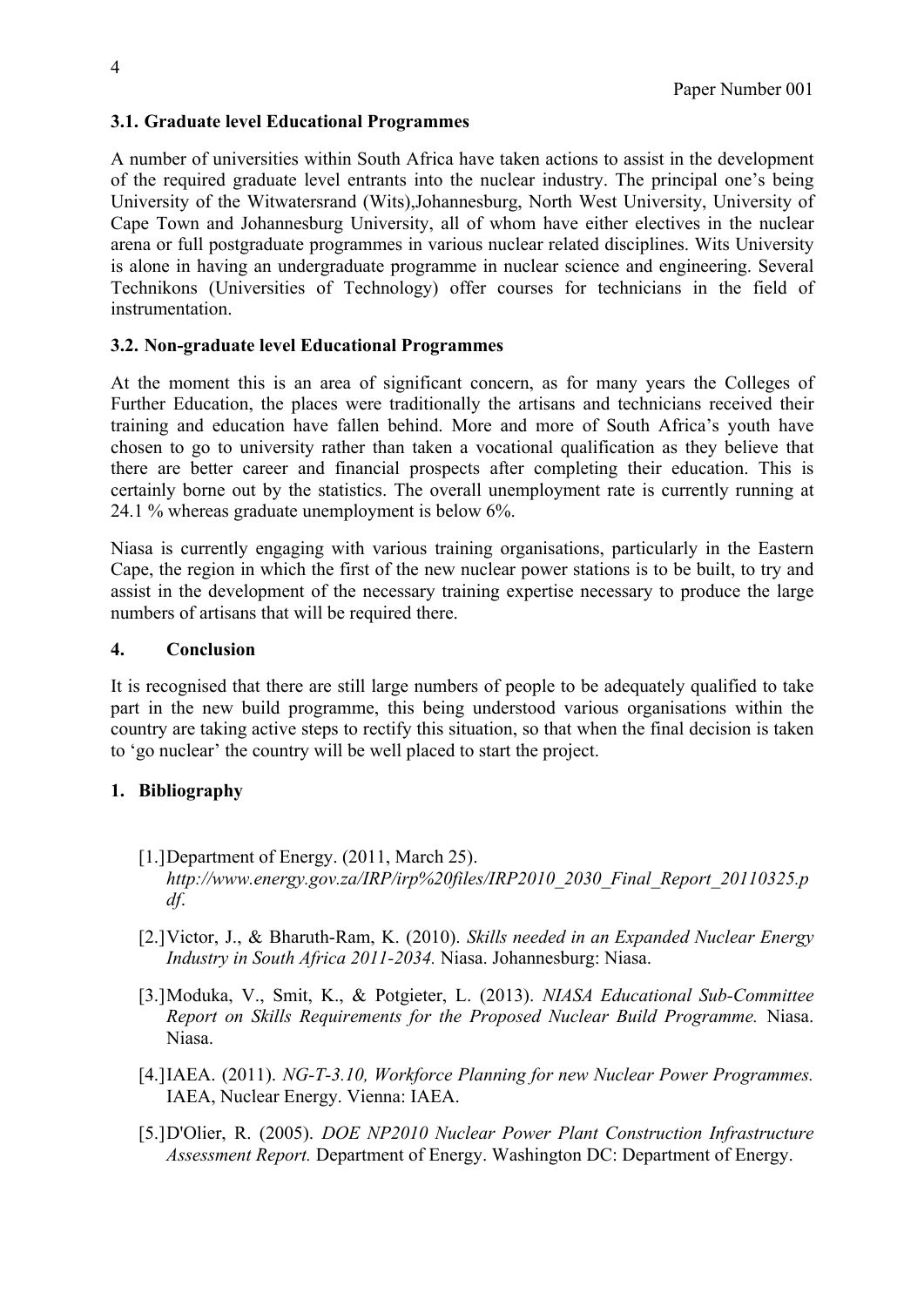### 3.1. Graduate level Educational Programmes

A number of universities within South Africa have taken actions to assist in the development of the required graduate level entrants into the nuclear industry. The principal one's being University of the Witwatersrand (Wits),Johannesburg, North West University, University of Cape Town and Johannesburg University, all of whom have either electives in the nuclear arena or full postgraduate programmes in various nuclear related disciplines. Wits University is alone in having an undergraduate programme in nuclear science and engineering. Several Technikons (Universities of Technology) offer courses for technicians in the field of instrumentation.

### 3.2. Non-graduate level Educational Programmes

At the moment this is an area of significant concern, as for many years the Colleges of Further Education, the places were traditionally the artisans and technicians received their training and education have fallen behind. More and more of South Africa's youth have chosen to go to university rather than taken a vocational qualification as they believe that there are better career and financial prospects after completing their education. This is certainly borne out by the statistics. The overall unemployment rate is currently running at 24.1 % whereas graduate unemployment is below 6%.

Niasa is currently engaging with various training organisations, particularly in the Eastern Cape, the region in which the first of the new nuclear power stations is to be built, to try and assist in the development of the necessary training expertise necessary to produce the large numbers of artisans that will be required there.

## 4. Conclusion

It is recognised that there are still large numbers of people to be adequately qualified to take part in the new build programme, this being understood various organisations within the country are taking active steps to rectify this situation, so that when the final decision is taken to 'go nuclear' the country will be well placed to start the project.

## 1. Bibliography

[1.] Department of Energy. (2011, March 25). *http://www.energy.gov.za/IRP/irp%20files/IRP2010_2030_Final_Report_20110325.pdf*.

[2.] Victor, J., & Bharuth-Ram, K. (2010). *Skills needed in an Expanded Nuclear Energy Industry in South Africa 2011-2034.* Niasa. Johannesburg: Niasa.

[3.] Moduka, V., Smit, K., & Potgieter, L. (2013). *NIASA Educational Sub-Committee Report on Skills Requirements for the Proposed Nuclear Build Programme.* Niasa. Niasa.

[4.] IAEA. (2011). *NG-T-3.10, Workforce Planning for new Nuclear Power Programmes.* IAEA, Nuclear Energy. Vienna: IAEA.

[5.] D'Olier, R. (2005). *DOE NP2010 Nuclear Power Plant Construction Infrastructure Assessment Report.* Department of Energy. Washington DC: Department of Energy.